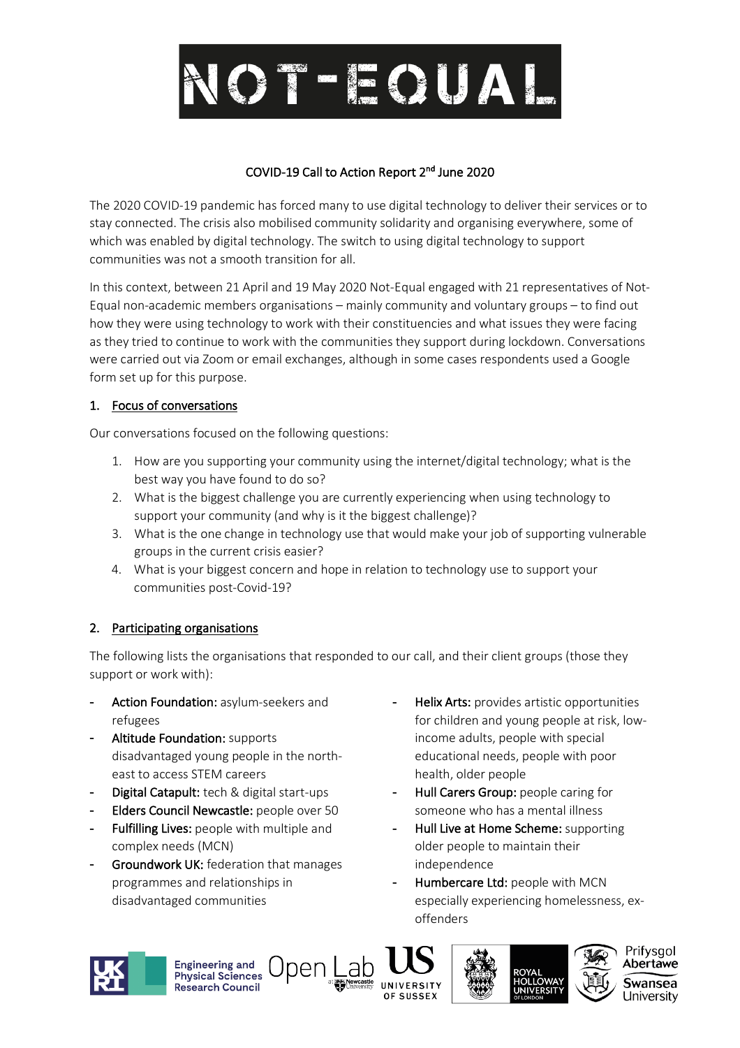# NOT-EQUAL

## COVID-19 Call to Action Report 2nd June 2020

The 2020 COVID-19 pandemic has forced many to use digital technology to deliver their services or to stay connected. The crisis also mobilised community solidarity and organising everywhere, some of which was enabled by digital technology. The switch to using digital technology to support communities was not a smooth transition for all.

In this context, between 21 April and 19 May 2020 Not-Equal engaged with 21 representatives of Not-Equal non-academic members organisations – mainly community and voluntary groups – to find out how they were using technology to work with their constituencies and what issues they were facing as they tried to continue to work with the communities they support during lockdown. Conversations were carried out via Zoom or email exchanges, although in some cases respondents used a Google form set up for this purpose.

### 1. Focus of conversations

Our conversations focused on the following questions:

1. How are you supporting your community using the internet/digital technology; what is the best way you have found to do so?
2. What is the biggest challenge you are currently experiencing when using technology to support your community (and why is it the biggest challenge)?
3. What is the one change in technology use that would make your job of supporting vulnerable groups in the current crisis easier?
4. What is your biggest concern and hope in relation to technology use to support your communities post-Covid-19?

### 2. Participating organisations

The following lists the organisations that responded to our call, and their client groups (those they support or work with):

- Action Foundation: asylum-seekers and refugees
- Altitude Foundation: supports disadvantaged young people in the north-east to access STEM careers
- Digital Catapult: tech & digital start-ups
- Elders Council Newcastle: people over 50
- Fulfilling Lives: people with multiple and complex needs (MCN)
- Groundwork UK: federation that manages programmes and relationships in disadvantaged communities
- Helix Arts: provides artistic opportunities for children and young people at risk, low-income adults, people with special educational needs, people with poor health, older people
- Hull Carers Group: people caring for someone who has a mental illness
- Hull Live at Home Scheme: supporting older people to maintain their independence
- Humbercare Ltd: people with MCN especially experiencing homelessness, ex-offenders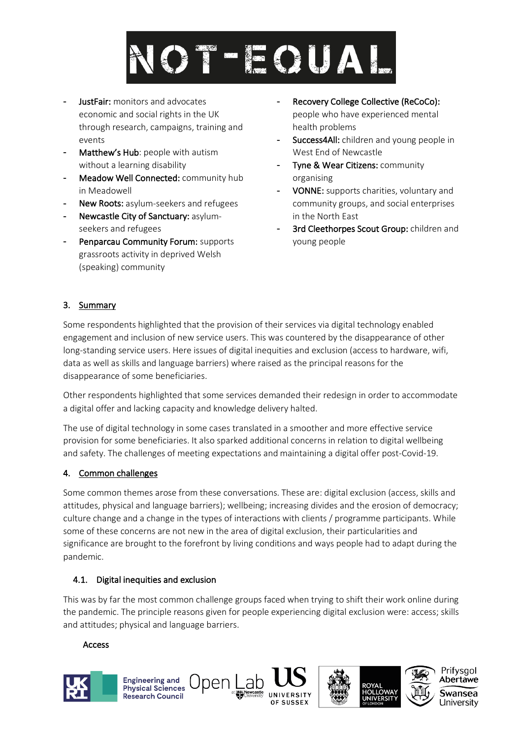- **JustFair:** monitors and advocates economic and social rights in the UK through research, campaigns, training and events
- **Matthew's Hub**: people with autism without a learning disability
- **Meadow Well Connected:** community hub in Meadowell
- **New Roots:** asylum-seekers and refugees
- **Newcastle City of Sanctuary:** asylum-seekers and refugees
- **Penparcau Community Forum:** supports grassroots activity in deprived Welsh (speaking) community
- **Recovery College Collective (ReCoCo):** people who have experienced mental health problems
- **Success4All:** children and young people in West End of Newcastle
- **Tyne & Wear Citizens:** community organising
- **VONNE:** supports charities, voluntary and community groups, and social enterprises in the North East
- **3rd Cleethorpes Scout Group:** children and young people

## 3. Summary

Some respondents highlighted that the provision of their services via digital technology enabled engagement and inclusion of new service users. This was countered by the disappearance of other long-standing service users. Here issues of digital inequities and exclusion (access to hardware, wifi, data as well as skills and language barriers) where raised as the principal reasons for the disappearance of some beneficiaries.

Other respondents highlighted that some services demanded their redesign in order to accommodate a digital offer and lacking capacity and knowledge delivery halted.

The use of digital technology in some cases translated in a smoother and more effective service provision for some beneficiaries. It also sparked additional concerns in relation to digital wellbeing and safety. The challenges of meeting expectations and maintaining a digital offer post-Covid-19.

## 4. Common challenges

Some common themes arose from these conversations. These are: digital exclusion (access, skills and attitudes, physical and language barriers); wellbeing; increasing divides and the erosion of democracy; culture change and a change in the types of interactions with clients / programme participants. While some of these concerns are not new in the area of digital exclusion, their particularities and significance are brought to the forefront by living conditions and ways people had to adapt during the pandemic.

### 4.1. Digital inequities and exclusion

This was by far the most common challenge groups faced when trying to shift their work online during the pandemic. The principle reasons given for people experiencing digital exclusion were: access; skills and attitudes; physical and language barriers.

Access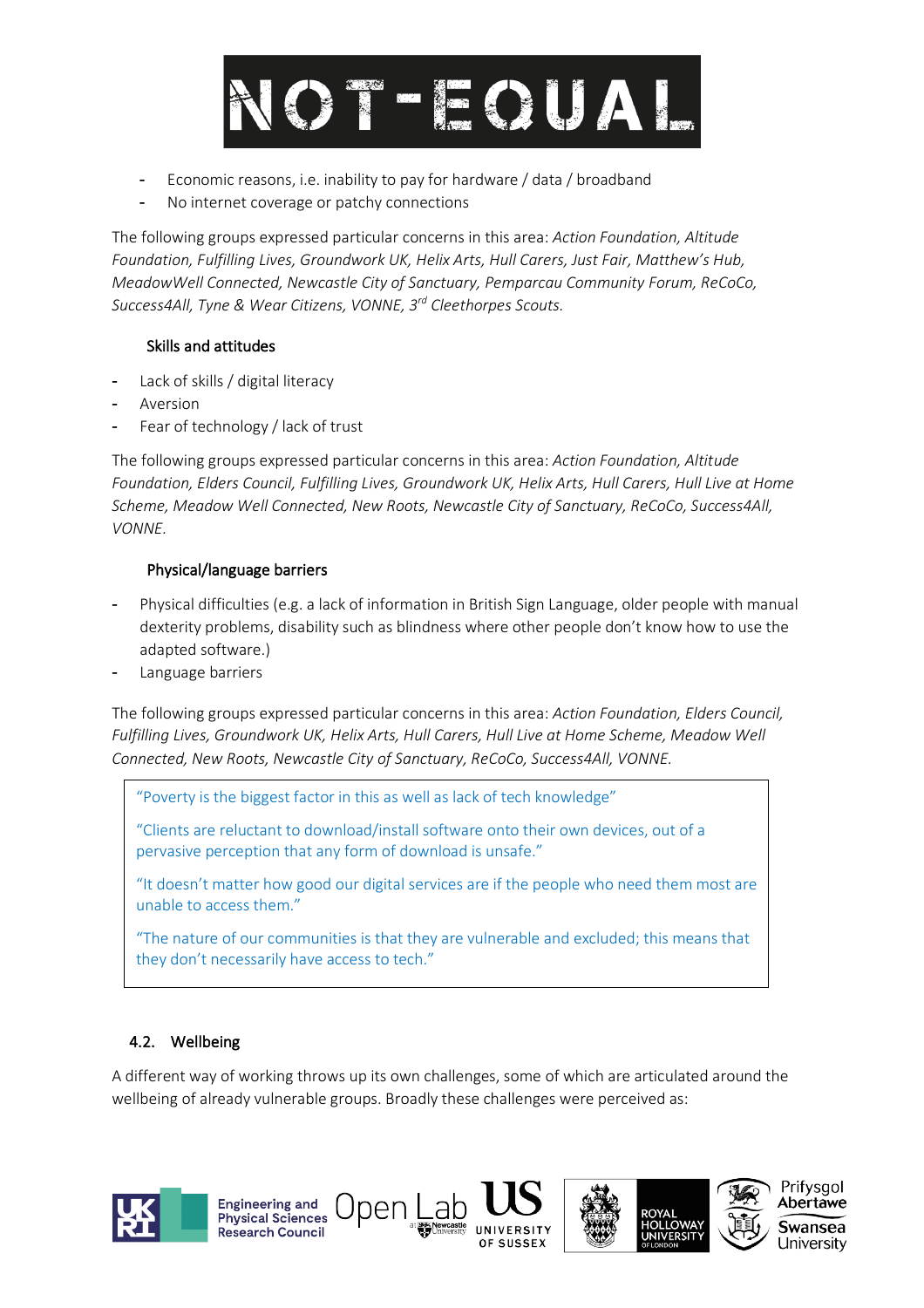- Economic reasons, i.e. inability to pay for hardware / data / broadband
- No internet coverage or patchy connections

The following groups expressed particular concerns in this area: *Action Foundation, Altitude Foundation, Fulfilling Lives, Groundwork UK, Helix Arts, Hull Carers, Just Fair, Matthew's Hub, MeadowWell Connected, Newcastle City of Sanctuary, Pemparcau Community Forum, ReCoCo, Success4All, Tyne & Wear Citizens, VONNE, 3rd Cleethorpes Scouts.*

#### Skills and attitudes

- Lack of skills / digital literacy
- Aversion
- Fear of technology / lack of trust

The following groups expressed particular concerns in this area: *Action Foundation, Altitude Foundation, Elders Council, Fulfilling Lives, Groundwork UK, Helix Arts, Hull Carers, Hull Live at Home Scheme, Meadow Well Connected, New Roots, Newcastle City of Sanctuary, ReCoCo, Success4All, VONNE.*

#### Physical/language barriers

- Physical difficulties (e.g. a lack of information in British Sign Language, older people with manual dexterity problems, disability such as blindness where other people don't know how to use the adapted software.)
- Language barriers

The following groups expressed particular concerns in this area: *Action Foundation, Elders Council, Fulfilling Lives, Groundwork UK, Helix Arts, Hull Carers, Hull Live at Home Scheme, Meadow Well Connected, New Roots, Newcastle City of Sanctuary, ReCoCo, Success4All, VONNE.*

> "Poverty is the biggest factor in this as well as lack of tech knowledge"
>
> "Clients are reluctant to download/install software onto their own devices, out of a pervasive perception that any form of download is unsafe."
>
> "It doesn't matter how good our digital services are if the people who need them most are unable to access them."
>
> "The nature of our communities is that they are vulnerable and excluded; this means that they don't necessarily have access to tech."

### 4.2. Wellbeing

A different way of working throws up its own challenges, some of which are articulated around the wellbeing of already vulnerable groups. Broadly these challenges were perceived as: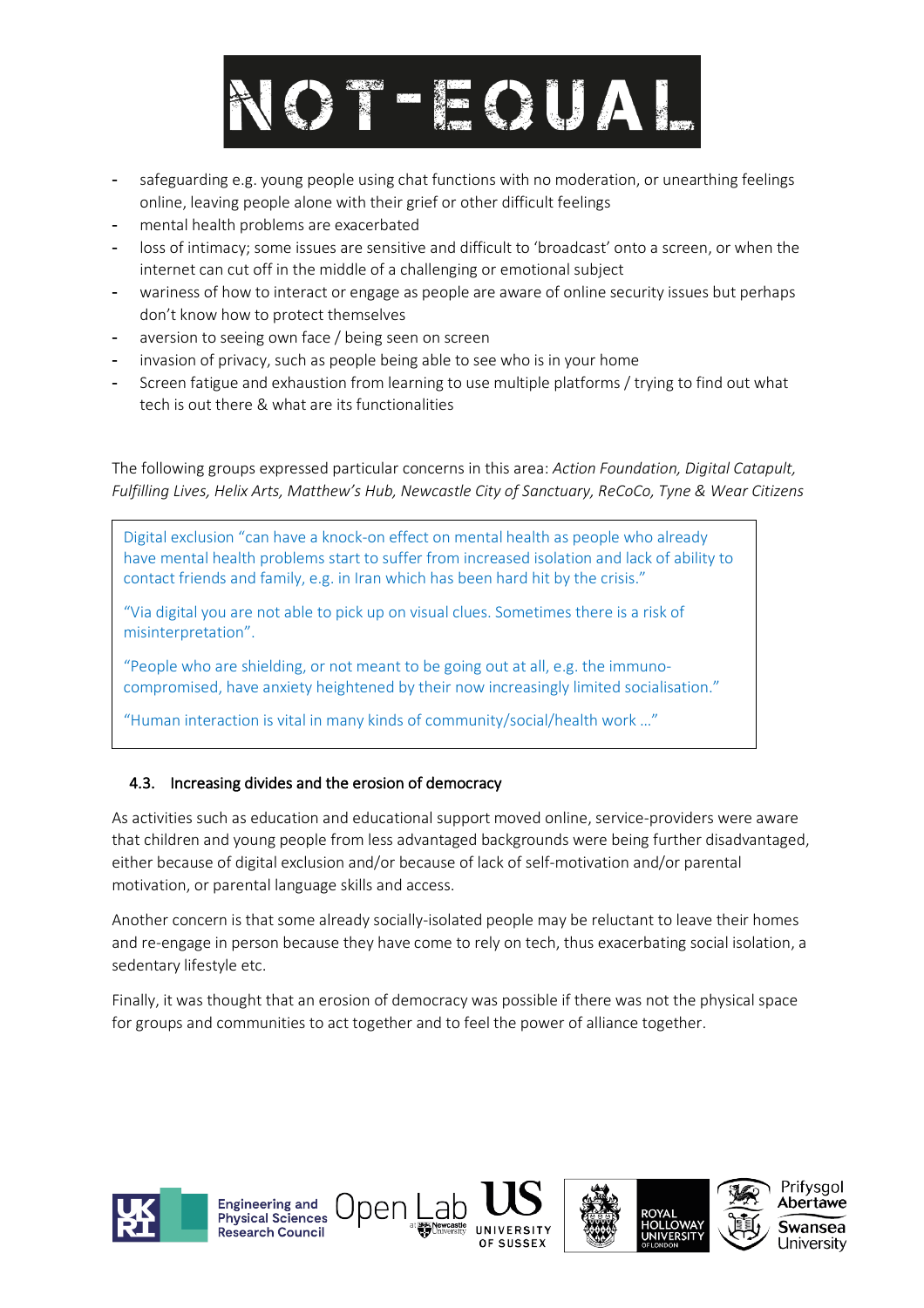- safeguarding e.g. young people using chat functions with no moderation, or unearthing feelings online, leaving people alone with their grief or other difficult feelings
- mental health problems are exacerbated
- loss of intimacy; some issues are sensitive and difficult to 'broadcast' onto a screen, or when the internet can cut off in the middle of a challenging or emotional subject
- wariness of how to interact or engage as people are aware of online security issues but perhaps don't know how to protect themselves
- aversion to seeing own face / being seen on screen
- invasion of privacy, such as people being able to see who is in your home
- Screen fatigue and exhaustion from learning to use multiple platforms / trying to find out what tech is out there & what are its functionalities

The following groups expressed particular concerns in this area: *Action Foundation, Digital Catapult, Fulfilling Lives, Helix Arts, Matthew's Hub, Newcastle City of Sanctuary, ReCoCo, Tyne & Wear Citizens*

> Digital exclusion "can have a knock-on effect on mental health as people who already have mental health problems start to suffer from increased isolation and lack of ability to contact friends and family, e.g. in Iran which has been hard hit by the crisis."
>
> "Via digital you are not able to pick up on visual clues. Sometimes there is a risk of misinterpretation".
>
> "People who are shielding, or not meant to be going out at all, e.g. the immuno-compromised, have anxiety heightened by their now increasingly limited socialisation."
>
> "Human interaction is vital in many kinds of community/social/health work …"

### 4.3. Increasing divides and the erosion of democracy

As activities such as education and educational support moved online, service-providers were aware that children and young people from less advantaged backgrounds were being further disadvantaged, either because of digital exclusion and/or because of lack of self-motivation and/or parental motivation, or parental language skills and access.

Another concern is that some already socially-isolated people may be reluctant to leave their homes and re-engage in person because they have come to rely on tech, thus exacerbating social isolation, a sedentary lifestyle etc.

Finally, it was thought that an erosion of democracy was possible if there was not the physical space for groups and communities to act together and to feel the power of alliance together.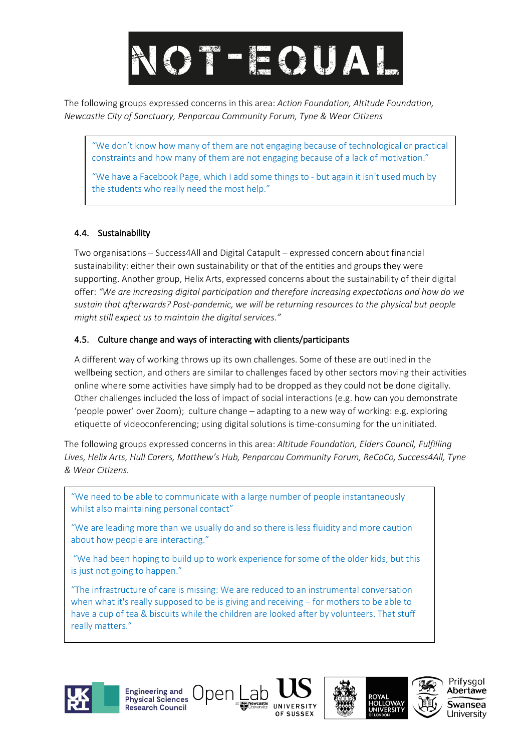The following groups expressed concerns in this area: *Action Foundation, Altitude Foundation, Newcastle City of Sanctuary, Penparcau Community Forum, Tyne & Wear Citizens*

> "We don't know how many of them are not engaging because of technological or practical constraints and how many of them are not engaging because of a lack of motivation."
>
> "We have a Facebook Page, which I add some things to - but again it isn't used much by the students who really need the most help."

### 4.4. Sustainability

Two organisations – Success4All and Digital Catapult – expressed concern about financial sustainability: either their own sustainability or that of the entities and groups they were supporting. Another group, Helix Arts, expressed concerns about the sustainability of their digital offer: *"We are increasing digital participation and therefore increasing expectations and how do we sustain that afterwards? Post-pandemic, we will be returning resources to the physical but people might still expect us to maintain the digital services."*

### 4.5. Culture change and ways of interacting with clients/participants

A different way of working throws up its own challenges. Some of these are outlined in the wellbeing section, and others are similar to challenges faced by other sectors moving their activities online where some activities have simply had to be dropped as they could not be done digitally. Other challenges included the loss of impact of social interactions (e.g. how can you demonstrate 'people power' over Zoom); culture change – adapting to a new way of working: e.g. exploring etiquette of videoconferencing; using digital solutions is time-consuming for the uninitiated.

The following groups expressed concerns in this area: *Altitude Foundation, Elders Council, Fulfilling Lives, Helix Arts, Hull Carers, Matthew's Hub, Penparcau Community Forum, ReCoCo, Success4All, Tyne & Wear Citizens.*

> "We need to be able to communicate with a large number of people instantaneously whilst also maintaining personal contact"
>
> "We are leading more than we usually do and so there is less fluidity and more caution about how people are interacting."
>
> "We had been hoping to build up to work experience for some of the older kids, but this is just not going to happen."
>
> "The infrastructure of care is missing: We are reduced to an instrumental conversation when what it's really supposed to be is giving and receiving – for mothers to be able to have a cup of tea & biscuits while the children are looked after by volunteers. That stuff really matters."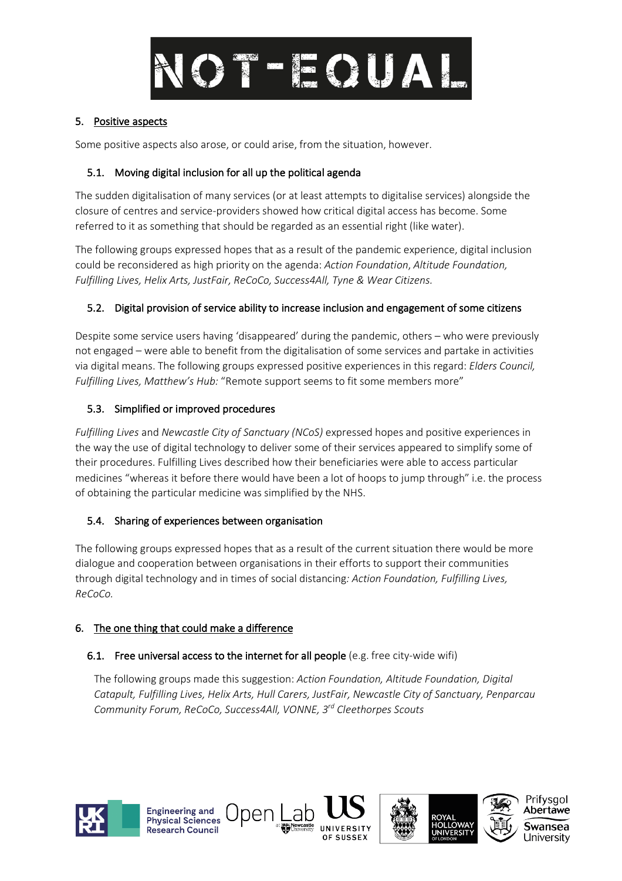## 5. Positive aspects

Some positive aspects also arose, or could arise, from the situation, however.

### 5.1. Moving digital inclusion for all up the political agenda

The sudden digitalisation of many services (or at least attempts to digitalise services) alongside the closure of centres and service-providers showed how critical digital access has become. Some referred to it as something that should be regarded as an essential right (like water).

The following groups expressed hopes that as a result of the pandemic experience, digital inclusion could be reconsidered as high priority on the agenda: *Action Foundation*, *Altitude Foundation, Fulfilling Lives, Helix Arts, JustFair, ReCoCo, Success4All, Tyne & Wear Citizens.*

### 5.2. Digital provision of service ability to increase inclusion and engagement of some citizens

Despite some service users having 'disappeared' during the pandemic, others – who were previously not engaged – were able to benefit from the digitalisation of some services and partake in activities via digital means. The following groups expressed positive experiences in this regard: *Elders Council, Fulfilling Lives, Matthew's Hub:* "Remote support seems to fit some members more"

### 5.3. Simplified or improved procedures

*Fulfilling Lives* and *Newcastle City of Sanctuary (NCoS)* expressed hopes and positive experiences in the way the use of digital technology to deliver some of their services appeared to simplify some of their procedures. Fulfilling Lives described how their beneficiaries were able to access particular medicines "whereas it before there would have been a lot of hoops to jump through" i.e. the process of obtaining the particular medicine was simplified by the NHS.

### 5.4. Sharing of experiences between organisation

The following groups expressed hopes that as a result of the current situation there would be more dialogue and cooperation between organisations in their efforts to support their communities through digital technology and in times of social distancing*: Action Foundation, Fulfilling Lives, ReCoCo.*

## 6. The one thing that could make a difference

### 6.1. Free universal access to the internet for all people (e.g. free city-wide wifi)

The following groups made this suggestion: *Action Foundation, Altitude Foundation, Digital Catapult, Fulfilling Lives, Helix Arts, Hull Carers, JustFair, Newcastle City of Sanctuary, Penparcau Community Forum, ReCoCo, Success4All, VONNE, 3rd Cleethorpes Scouts*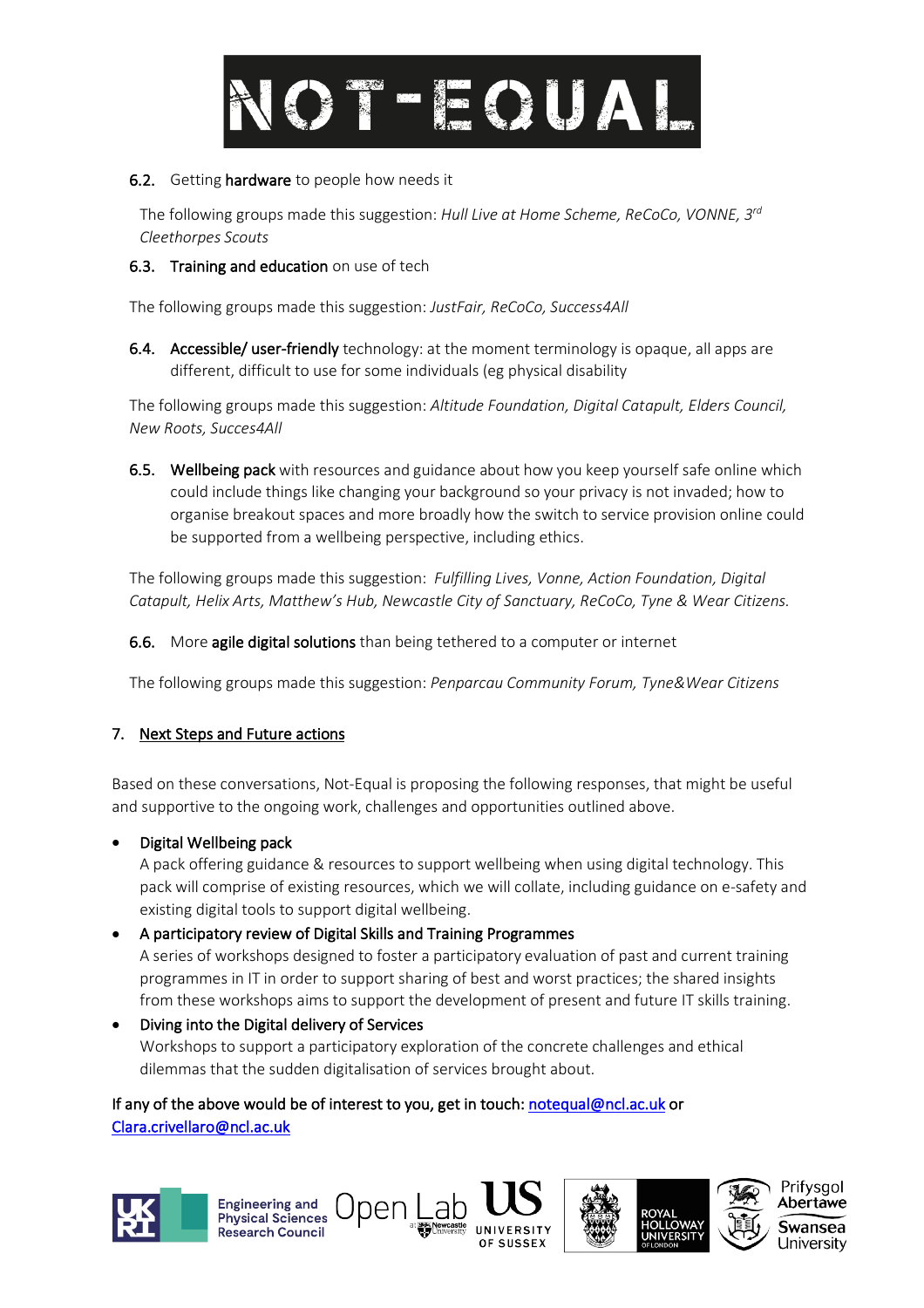6.2. Getting **hardware** to people how needs it

The following groups made this suggestion: *Hull Live at Home Scheme, ReCoCo, VONNE, 3rd Cleethorpes Scouts*

6.3. **Training and education** on use of tech

The following groups made this suggestion: *JustFair, ReCoCo, Success4All*

6.4. **Accessible/ user-friendly** technology: at the moment terminology is opaque, all apps are different, difficult to use for some individuals (eg physical disability

The following groups made this suggestion: *Altitude Foundation, Digital Catapult, Elders Council, New Roots, Succes4All*

6.5. **Wellbeing pack** with resources and guidance about how you keep yourself safe online which could include things like changing your background so your privacy is not invaded; how to organise breakout spaces and more broadly how the switch to service provision online could be supported from a wellbeing perspective, including ethics.

The following groups made this suggestion: *Fulfilling Lives, Vonne, Action Foundation, Digital Catapult, Helix Arts, Matthew's Hub, Newcastle City of Sanctuary, ReCoCo, Tyne & Wear Citizens.*

6.6. More **agile digital solutions** than being tethered to a computer or internet

The following groups made this suggestion: *Penparcau Community Forum, Tyne&Wear Citizens*

## 7. Next Steps and Future actions

Based on these conversations, Not-Equal is proposing the following responses, that might be useful and supportive to the ongoing work, challenges and opportunities outlined above.

- Digital Wellbeing pack
  A pack offering guidance & resources to support wellbeing when using digital technology. This pack will comprise of existing resources, which we will collate, including guidance on e-safety and existing digital tools to support digital wellbeing.
- A participatory review of Digital Skills and Training Programmes
  A series of workshops designed to foster a participatory evaluation of past and current training programmes in IT in order to support sharing of best and worst practices; the shared insights from these workshops aims to support the development of present and future IT skills training.
- Diving into the Digital delivery of Services
  Workshops to support a participatory exploration of the concrete challenges and ethical dilemmas that the sudden digitalisation of services brought about.

If any of the above would be of interest to you, get in touch: notequal@ncl.ac.uk or Clara.crivellaro@ncl.ac.uk